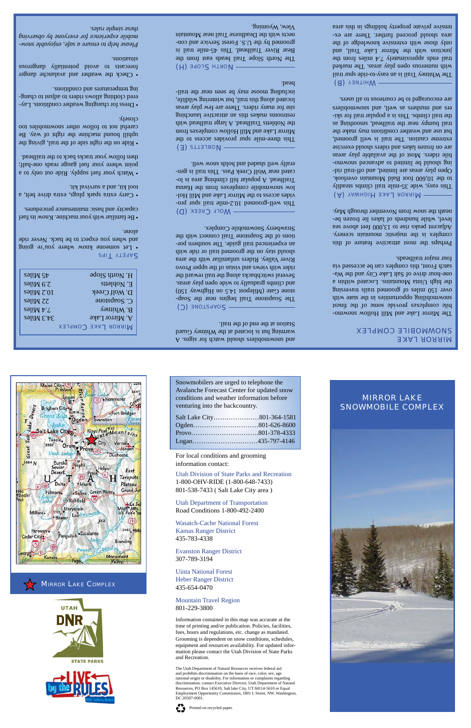# MIRROR LAKE SNOWMOBILE COMPLEX

The Mirror Lake and Mill Hollow snowmobile complexes provide some of the finest snowmobiling opportunities in the state with over 150 miles of groomed trails traversing the high Uinta Mountains. Located within a one-hour drive of Salt Lake City and the Wasatch Front, this complex can be accessed via four major trailheads.

Perhaps the most attractive feature of this complex is the majestic mountain scenery. Adjacent peaks rise to 13,000 feet above sea level, while hundreds of lakes lie frozen beneath the snow from November through May.

## MIRROR LAKE HIGHWAY (A)

This easy, wide 35-mile trail climbs steadily to the 10,600 foot Bald Mountain overlook. Open play areas are limited, and off-trail riding should be limited to advanced snowmobile riders. Most of the available play areas are on frozen lakes and riders should exercise extreme caution. The trail is well groomed, but use and weather conditions may make the trail bumpy near the trailhead, smoothing as the trail climbs. This is a popular trail for skiers and mushers as well, and snowmobilers are encouraged to be courteous to all users.

## WHITNEY (B)

The Whitney Trail is an easy-to-ride spur trail with numerous open play areas. The marked trail ends approximately 7.4 miles from the junction with the Mirror Lake Trail, and only those with extensive knowledge of the area should proceed further. There are extensive private property holdings in this area and snowmobilers should watch for signs. A warming hut is located at the Whitney Guard Station at the end of the trail.

## SOAPSTONE (C)

The Soapstone Trail begins near the Soapstone Gate (Milepost 14.5 on Highway 150) and climbs gradually to wide open play areas. Several switchbacks along the trail reward the rider with views and vistas of the upper Provo River Valley. Riders unfamiliar with the area should stay on the groomed trail or ride with an experienced trail guide. The southern portions of the Soapstone Trail connect with the Strawberry Snowmobile Complex.

## WOLF CREEK (D)

This well-groomed 10.2-mile spur trail provides access to the Mirror Lake and Mill Hollow snowmobile complexes from the Hanna Trailhead. A popular hill climbing area is located near Wolf Creek Pass. This trail is generally well shaded and holds snow well.

## NOBLETTS (E)

This three-mile spur provides access to the Mirror Lake and Mill Hollow complexes from the Nobletts Trailhead. A large trailhead with restrooms makes this an attractive launching site for many riders. There are few play areas located along this trail, but wintering wildlife, including moose may be seen near the trailhead.

## NORTH SLOPE (H)

The North Slope Trail heads east from the Bear River Trailhead. This 45-mile trail is groomed by the U.S. Forest Service and connects with the Deadhorse Trail near Mountain View, Wyoming.

## MIRROR LAKE COMPLEX

| Trail | Length |
|---|---|
| A. Mirror Lake | 34.3 Miles |
| B. Whitney | 7.4 Miles |
| C. Soapstone | 22 Miles |
| D. Wolf Creek | 10.2 Miles |
| E. Nobletts | 2.9 Miles |
| H. North Slope | 45 Miles |

## SAFETY TIPS

- Let someone know where you're going and when you expect to be back. Never ride alone.
- Be familiar with your machine. Know its fuel capacity and basic maintenance procedures.
- Carry extra spark plugs, extra drive belt, a tool kit, and a survival kit.
- Watch your fuel supply. Ride out only to a point where your fuel gauge reads one-half; then follow your tracks back to the trailhead.
- Ride on the right side of the trail, giving the uphill bound machine the right of way. Be careful not to follow other snowmobiles too closely.
- Dress for changing weather conditions. Layered clothing allows riders to adjust to changing temperatures and conditions.
- Check the weather and avalanche danger forecasts to avoid potentially dangerous situations.

*Please help to ensure a safe, enjoyable snowmobile experience for everyone by observing these simple rules.*

Snowmobilers are urged to telephone the Avalanche Forecast Center for updated snow conditions and weather information before venturing into the backcountry.

| | |
|---|---|
| Salt Lake City | 801-364-1581 |
| Ogden | 801-626-8600 |
| Provo | 801-378-4333 |
| Logan | 435-797-4146 |

For local conditions and grooming information contact:

Utah Division of State Parks and Recreation
1-800-OHV-RIDE (1-800-648-7433)
801-538-7433 ( Salt Lake City area )

Utah Department of Transportation
Road Conditions 1-800-492-2400

Wasatch-Cache National Forest
Kamas Ranger District
435-783-4338

Evanston Ranger District
307-789-3194

Uinta National Forest
Heber Ranger District
435-654-0470

Mountain Travel Region
801-229-3800

Information contained in this map was accurate at the time of printing and/or publication. Policies, facilities, fees, hours and regulations, etc. change as mandated. Grooming is dependent on snow conditions, schedules, equipment and resources availability. For updated information please contact the Utah Division of State Parks and Recreation.

The Utah Department of Natural Resources receives federal aid and prohibits discrimination on the basis of race, color, sex, age national origin or disability. For information or complaints regarding discrimination, contact Executive Director, Utah Department of Natural Resources, PO Box 145610, Salt lake City, UT 84114-5610 or Equal Employment Opportunity Commission, 1801 L Street, NW, Washington, DC 20507-0001.

Printed on recycled paper.

MIRROR LAKE COMPLEX

UTAH DNR STATE PARKS

LIVE by the RULES — OHV Safety Rules!

# MIRROR LAKE SNOWMOBILE COMPLEX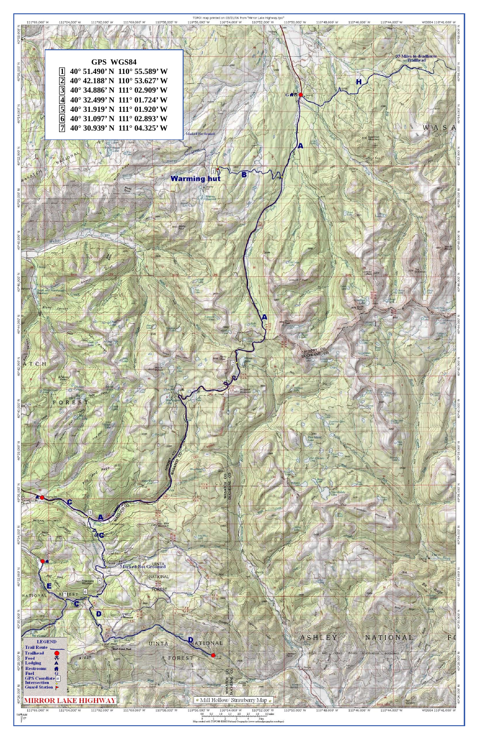TOPO! map printed on 03/21/06 from "Mirror Lake Highway.tpo"

## GPS WGS84

| | | |
|---|---|---|
| 1 | 40° 51.490' N | 110° 55.589' W |
| 2 | 40° 42.188' N | 110° 53.627' W |
| 3 | 40° 34.886' N | 111° 02.909' W |
| 4 | 40° 32.499' N | 111° 01.724' W |
| 5 | 40° 31.919' N | 111° 01.920' W |
| 6 | 40° 31.097' N | 111° 02.893' W |
| 7 | 40° 30.939' N | 111° 04.325' W |

35 Miles to deadhorse Trailhead

Marked Not Groomed

Warming hut

Marked Not Groomed

**LEGEND**

- Trail Route
- Trailhead
- Food
- Lodging
- Restrooms
- Fuel
- GPS Coordinate Intersection
- Guard Station

MIRROR LAKE HIGHWAY

Mill Hollow/ Strawberry Map

Map created with TOPO! ©2003 National Geographic (www.nationalgeographic.com/topo)